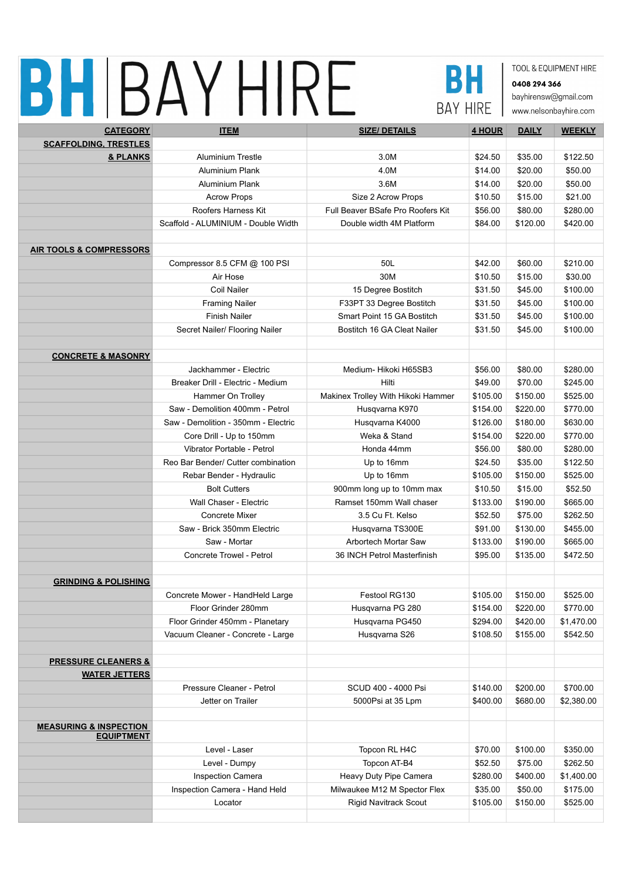# BH | BAY HIRE

BH BAY HIRE

TOOL & EQUIPMENT HIRE
**0408 294 366**
bayhirensw@gmail.com
www.nelsonbayhire.com

| CATEGORY | ITEM | SIZE/ DETAILS | 4 HOUR | DAILY | WEEKLY |
|---|---|---|---|---|---|
| **SCAFFOLDING, TRESTLES & PLANKS** | | | | | |
| | Aluminium Trestle | 3.0M | $24.50 | $35.00 | $122.50 |
| | Aluminium Plank | 4.0M | $14.00 | $20.00 | $50.00 |
| | Aluminium Plank | 3.6M | $14.00 | $20.00 | $50.00 |
| | Acrow Props | Size 2 Acrow Props | $10.50 | $15.00 | $21.00 |
| | Roofers Harness Kit | Full Beaver BSafe Pro Roofers Kit | $56.00 | $80.00 | $280.00 |
| | Scaffold - ALUMINIUM - Double Width | Double width 4M Platform | $84.00 | $120.00 | $420.00 |
| | | | | | |
| **AIR TOOLS & COMPRESSORS** | | | | | |
| | Compressor 8.5 CFM @ 100 PSI | 50L | $42.00 | $60.00 | $210.00 |
| | Air Hose | 30M | $10.50 | $15.00 | $30.00 |
| | Coil Nailer | 15 Degree Bostitch | $31.50 | $45.00 | $100.00 |
| | Framing Nailer | F33PT 33 Degree Bostitch | $31.50 | $45.00 | $100.00 |
| | Finish Nailer | Smart Point 15 GA Bostitch | $31.50 | $45.00 | $100.00 |
| | Secret Nailer/ Flooring Nailer | Bostitch 16 GA Cleat Nailer | $31.50 | $45.00 | $100.00 |
| | | | | | |
| **CONCRETE & MASONRY** | | | | | |
| | Jackhammer - Electric | Medium- Hikoki H65SB3 | $56.00 | $80.00 | $280.00 |
| | Breaker Drill - Electric - Medium | Hilti | $49.00 | $70.00 | $245.00 |
| | Hammer On Trolley | Makinex Trolley With Hikoki Hammer | $105.00 | $150.00 | $525.00 |
| | Saw - Demolition 400mm - Petrol | Husqvarna K970 | $154.00 | $220.00 | $770.00 |
| | Saw - Demolition - 350mm - Electric | Husqvarna K4000 | $126.00 | $180.00 | $630.00 |
| | Core Drill - Up to 150mm | Weka & Stand | $154.00 | $220.00 | $770.00 |
| | Vibrator Portable - Petrol | Honda 44mm | $56.00 | $80.00 | $280.00 |
| | Reo Bar Bender/ Cutter combination | Up to 16mm | $24.50 | $35.00 | $122.50 |
| | Rebar Bender - Hydraulic | Up to 16mm | $105.00 | $150.00 | $525.00 |
| | Bolt Cutters | 900mm long up to 10mm max | $10.50 | $15.00 | $52.50 |
| | Wall Chaser - Electric | Ramset 150mm Wall chaser | $133.00 | $190.00 | $665.00 |
| | Concrete Mixer | 3.5 Cu Ft. Kelso | $52.50 | $75.00 | $262.50 |
| | Saw - Brick 350mm Electric | Husqvarna TS300E | $91.00 | $130.00 | $455.00 |
| | Saw - Mortar | Arbortech Mortar Saw | $133.00 | $190.00 | $665.00 |
| | Concrete Trowel - Petrol | 36 INCH Petrol Masterfinish | $95.00 | $135.00 | $472.50 |
| | | | | | |
| **GRINDING & POLISHING** | | | | | |
| | Concrete Mower - HandHeld Large | Festool RG130 | $105.00 | $150.00 | $525.00 |
| | Floor Grinder 280mm | Husqvarna PG 280 | $154.00 | $220.00 | $770.00 |
| | Floor Grinder 450mm - Planetary | Husqvarna PG450 | $294.00 | $420.00 | $1,470.00 |
| | Vacuum Cleaner - Concrete - Large | Husqvarna S26 | $108.50 | $155.00 | $542.50 |
| | | | | | |
| **PRESSURE CLEANERS & WATER JETTERS** | | | | | |
| | Pressure Cleaner - Petrol | SCUD 400 - 4000 Psi | $140.00 | $200.00 | $700.00 |
| | Jetter on Trailer | 5000Psi at 35 Lpm | $400.00 | $680.00 | $2,380.00 |
| | | | | | |
| **MEASURING & INSPECTION EQUIPMENT** | | | | | |
| | Level - Laser | Topcon RL H4C | $70.00 | $100.00 | $350.00 |
| | Level - Dumpy | Topcon AT-B4 | $52.50 | $75.00 | $262.50 |
| | Inspection Camera | Heavy Duty Pipe Camera | $280.00 | $400.00 | $1,400.00 |
| | Inspection Camera - Hand Held | Milwaukee M12 M Spector Flex | $35.00 | $50.00 | $175.00 |
| | Locator | Rigid Navitrack Scout | $105.00 | $150.00 | $525.00 |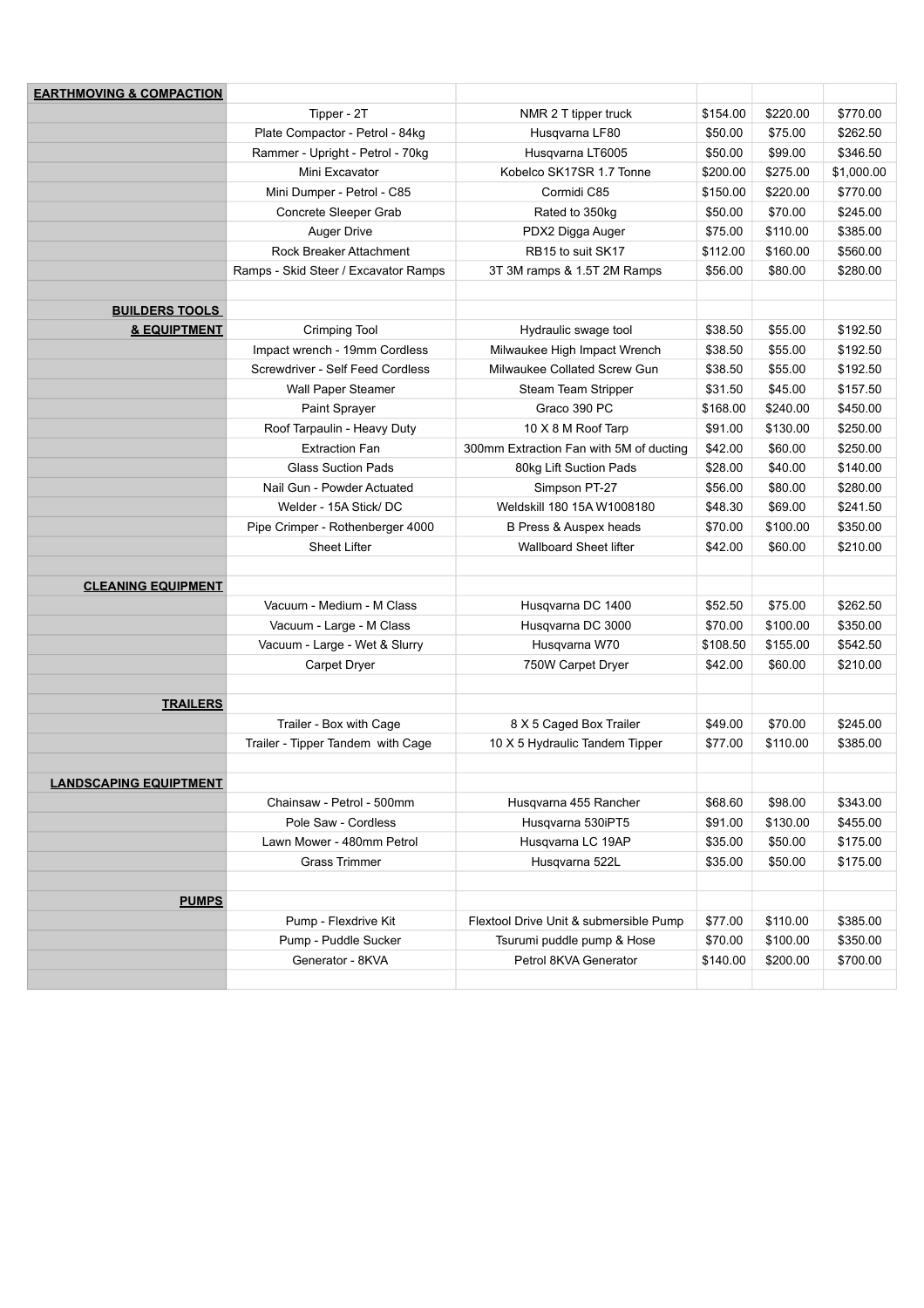| | | | | | |
|---|---|---|---|---|---|
| **EARTHMOVING & COMPACTION** | | | | | |
| | Tipper - 2T | NMR 2 T tipper truck | $154.00 | $220.00 | $770.00 |
| | Plate Compactor - Petrol - 84kg | Husqvarna LF80 | $50.00 | $75.00 | $262.50 |
| | Rammer - Upright - Petrol - 70kg | Husqvarna LT6005 | $50.00 | $99.00 | $346.50 |
| | Mini Excavator | Kobelco SK17SR 1.7 Tonne | $200.00 | $275.00 | $1,000.00 |
| | Mini Dumper - Petrol - C85 | Cormidi C85 | $150.00 | $220.00 | $770.00 |
| | Concrete Sleeper Grab | Rated to 350kg | $50.00 | $70.00 | $245.00 |
| | Auger Drive | PDX2 Digga Auger | $75.00 | $110.00 | $385.00 |
| | Rock Breaker Attachment | RB15 to suit SK17 | $112.00 | $160.00 | $560.00 |
| | Ramps - Skid Steer / Excavator Ramps | 3T 3M ramps & 1.5T 2M Ramps | $56.00 | $80.00 | $280.00 |
| | | | | | |
| **BUILDERS TOOLS** | | | | | |
| **& EQUIPTMENT** | Crimping Tool | Hydraulic swage tool | $38.50 | $55.00 | $192.50 |
| | Impact wrench - 19mm Cordless | Milwaukee High Impact Wrench | $38.50 | $55.00 | $192.50 |
| | Screwdriver - Self Feed Cordless | Milwaukee Collated Screw Gun | $38.50 | $55.00 | $192.50 |
| | Wall Paper Steamer | Steam Team Stripper | $31.50 | $45.00 | $157.50 |
| | Paint Sprayer | Graco 390 PC | $168.00 | $240.00 | $450.00 |
| | Roof Tarpaulin - Heavy Duty | 10 X 8 M Roof Tarp | $91.00 | $130.00 | $250.00 |
| | Extraction Fan | 300mm Extraction Fan with 5M of ducting | $42.00 | $60.00 | $250.00 |
| | Glass Suction Pads | 80kg Lift Suction Pads | $28.00 | $40.00 | $140.00 |
| | Nail Gun - Powder Actuated | Simpson PT-27 | $56.00 | $80.00 | $280.00 |
| | Welder - 15A Stick/ DC | Weldskill 180 15A W1008180 | $48.30 | $69.00 | $241.50 |
| | Pipe Crimper - Rothenberger 4000 | B Press & Auspex heads | $70.00 | $100.00 | $350.00 |
| | Sheet Lifter | Wallboard Sheet lifter | $42.00 | $60.00 | $210.00 |
| | | | | | |
| **CLEANING EQUIPMENT** | | | | | |
| | Vacuum - Medium - M Class | Husqvarna DC 1400 | $52.50 | $75.00 | $262.50 |
| | Vacuum - Large - M Class | Husqvarna DC 3000 | $70.00 | $100.00 | $350.00 |
| | Vacuum - Large - Wet & Slurry | Husqvarna W70 | $108.50 | $155.00 | $542.50 |
| | Carpet Dryer | 750W Carpet Dryer | $42.00 | $60.00 | $210.00 |
| | | | | | |
| **TRAILERS** | | | | | |
| | Trailer - Box with Cage | 8 X 5 Caged Box Trailer | $49.00 | $70.00 | $245.00 |
| | Trailer - Tipper Tandem with Cage | 10 X 5 Hydraulic Tandem Tipper | $77.00 | $110.00 | $385.00 |
| | | | | | |
| **LANDSCAPING EQUIPTMENT** | | | | | |
| | Chainsaw - Petrol - 500mm | Husqvarna 455 Rancher | $68.60 | $98.00 | $343.00 |
| | Pole Saw - Cordless | Husqvarna 530iPT5 | $91.00 | $130.00 | $455.00 |
| | Lawn Mower - 480mm Petrol | Husqvarna LC 19AP | $35.00 | $50.00 | $175.00 |
| | Grass Trimmer | Husqvarna 522L | $35.00 | $50.00 | $175.00 |
| | | | | | |
| **PUMPS** | | | | | |
| | Pump - Flexdrive Kit | Flextool Drive Unit & submersible Pump | $77.00 | $110.00 | $385.00 |
| | Pump - Puddle Sucker | Tsurumi puddle pump & Hose | $70.00 | $100.00 | $350.00 |
| | Generator - 8KVA | Petrol 8KVA Generator | $140.00 | $200.00 | $700.00 |